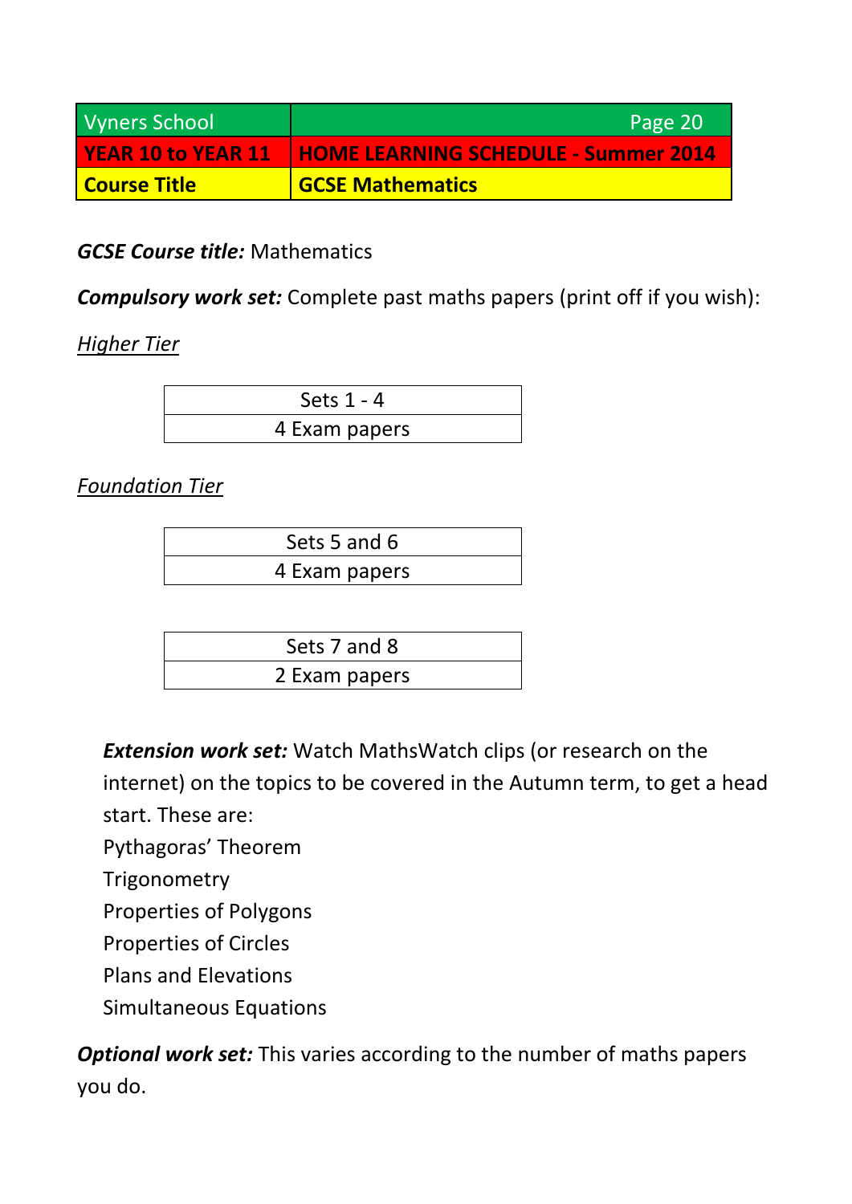| Vyners School | Page 20 |
| --- | --- |
| **YEAR 10 to YEAR 11** | **HOME LEARNING SCHEDULE - Summer 2014** |
| **Course Title** | **GCSE Mathematics** |

***GCSE Course title:*** Mathematics

***Compulsory work set:*** Complete past maths papers (print off if you wish):

*Higher Tier*

| Sets 1 - 4 |
| --- |
| 4 Exam papers |

*Foundation Tier*

| Sets 5 and 6 |
| --- |
| 4 Exam papers |

| Sets 7 and 8 |
| --- |
| 2 Exam papers |

***Extension work set:*** Watch MathsWatch clips (or research on the internet) on the topics to be covered in the Autumn term, to get a head start. These are:

Pythagoras' Theorem
Trigonometry
Properties of Polygons
Properties of Circles
Plans and Elevations
Simultaneous Equations

***Optional work set:*** This varies according to the number of maths papers you do.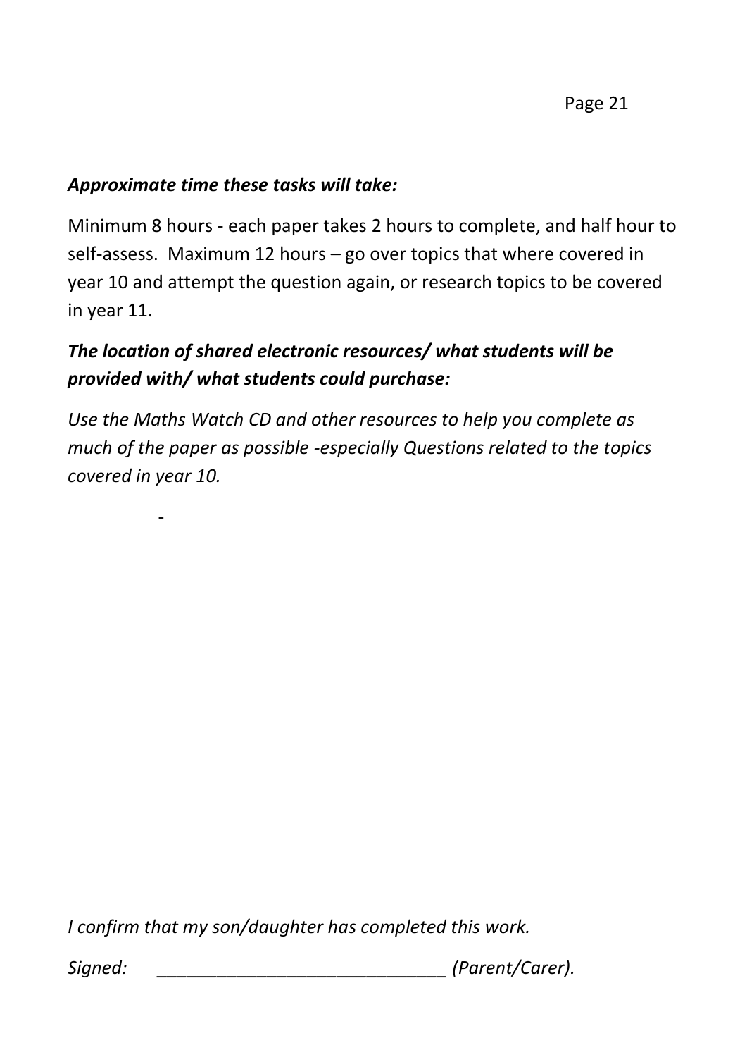***Approximate time these tasks will take:***

Minimum 8 hours - each paper takes 2 hours to complete, and half hour to self-assess. Maximum 12 hours – go over topics that where covered in year 10 and attempt the question again, or research topics to be covered in year 11.

***The location of shared electronic resources/ what students will be provided with/ what students could purchase:***

*Use the Maths Watch CD and other resources to help you complete as much of the paper as possible -especially Questions related to the topics covered in year 10.*

-

*I confirm that my son/daughter has completed this work.*

*Signed:* ______________________________ *(Parent/Carer).*